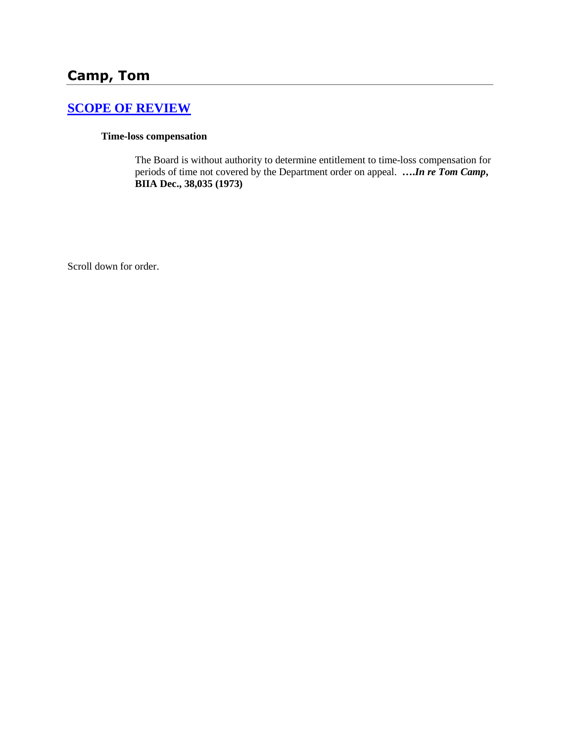# Camp, Tom

## [SCOPE OF REVIEW]

**Time-loss compensation**

> The Board is without authority to determine entitlement to time-loss compensation for periods of time not covered by the Department order on appeal. ***….In re Tom Camp*, BIIA Dec., 38,035 (1973)**

Scroll down for order.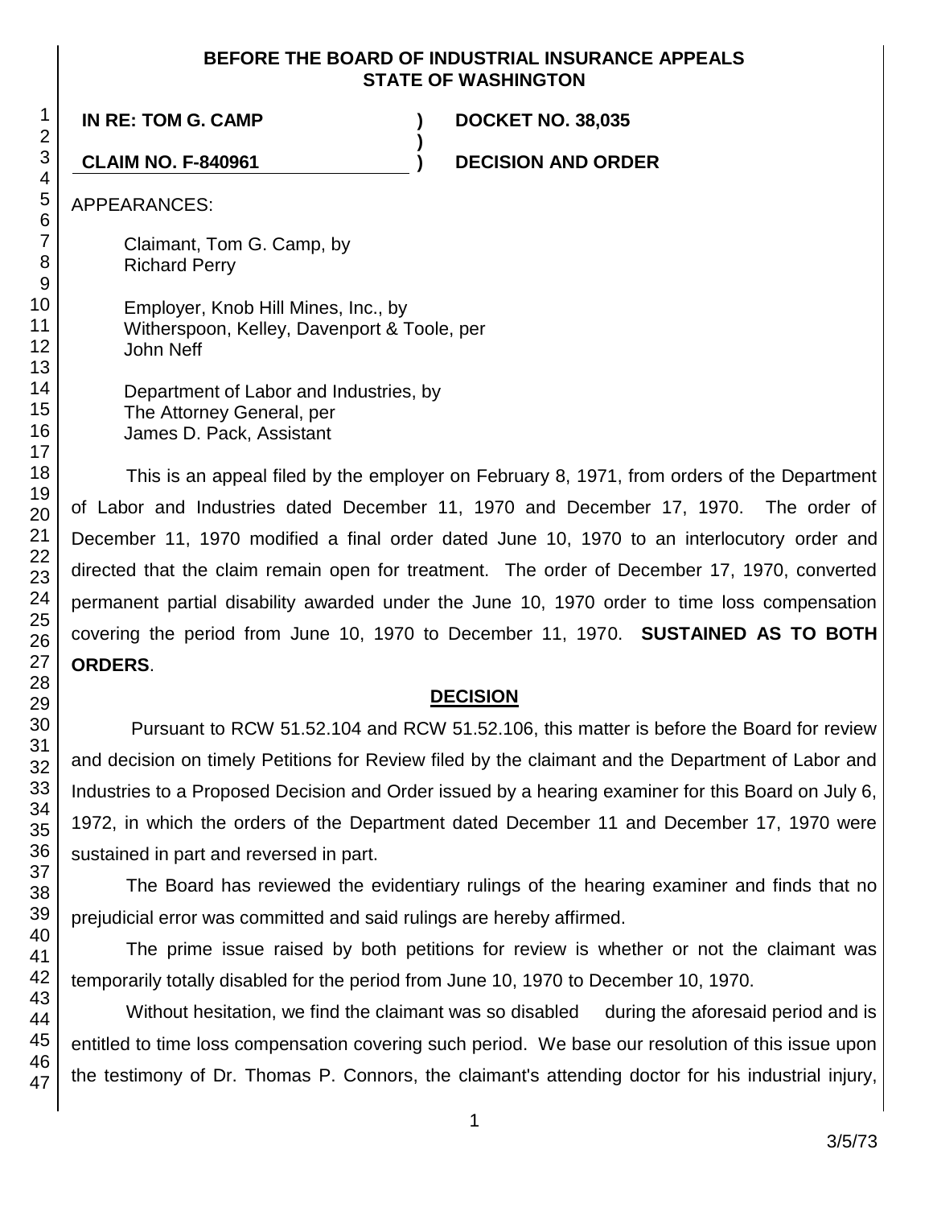**BEFORE THE BOARD OF INDUSTRIAL INSURANCE APPEALS**
**STATE OF WASHINGTON**

**IN RE: TOM G. CAMP** ) **DOCKET NO. 38,035**
)
**CLAIM NO. F-840961** ) **DECISION AND ORDER**

APPEARANCES:

Claimant, Tom G. Camp, by
Richard Perry

Employer, Knob Hill Mines, Inc., by
Witherspoon, Kelley, Davenport & Toole, per
John Neff

Department of Labor and Industries, by
The Attorney General, per
James D. Pack, Assistant

This is an appeal filed by the employer on February 8, 1971, from orders of the Department of Labor and Industries dated December 11, 1970 and December 17, 1970. The order of December 11, 1970 modified a final order dated June 10, 1970 to an interlocutory order and directed that the claim remain open for treatment. The order of December 17, 1970, converted permanent partial disability awarded under the June 10, 1970 order to time loss compensation covering the period from June 10, 1970 to December 11, 1970. **SUSTAINED AS TO BOTH ORDERS**.

## DECISION

Pursuant to RCW 51.52.104 and RCW 51.52.106, this matter is before the Board for review and decision on timely Petitions for Review filed by the claimant and the Department of Labor and Industries to a Proposed Decision and Order issued by a hearing examiner for this Board on July 6, 1972, in which the orders of the Department dated December 11 and December 17, 1970 were sustained in part and reversed in part.

The Board has reviewed the evidentiary rulings of the hearing examiner and finds that no prejudicial error was committed and said rulings are hereby affirmed.

The prime issue raised by both petitions for review is whether or not the claimant was temporarily totally disabled for the period from June 10, 1970 to December 10, 1970.

Without hesitation, we find the claimant was so disabled during the aforesaid period and is entitled to time loss compensation covering such period. We base our resolution of this issue upon the testimony of Dr. Thomas P. Connors, the claimant's attending doctor for his industrial injury,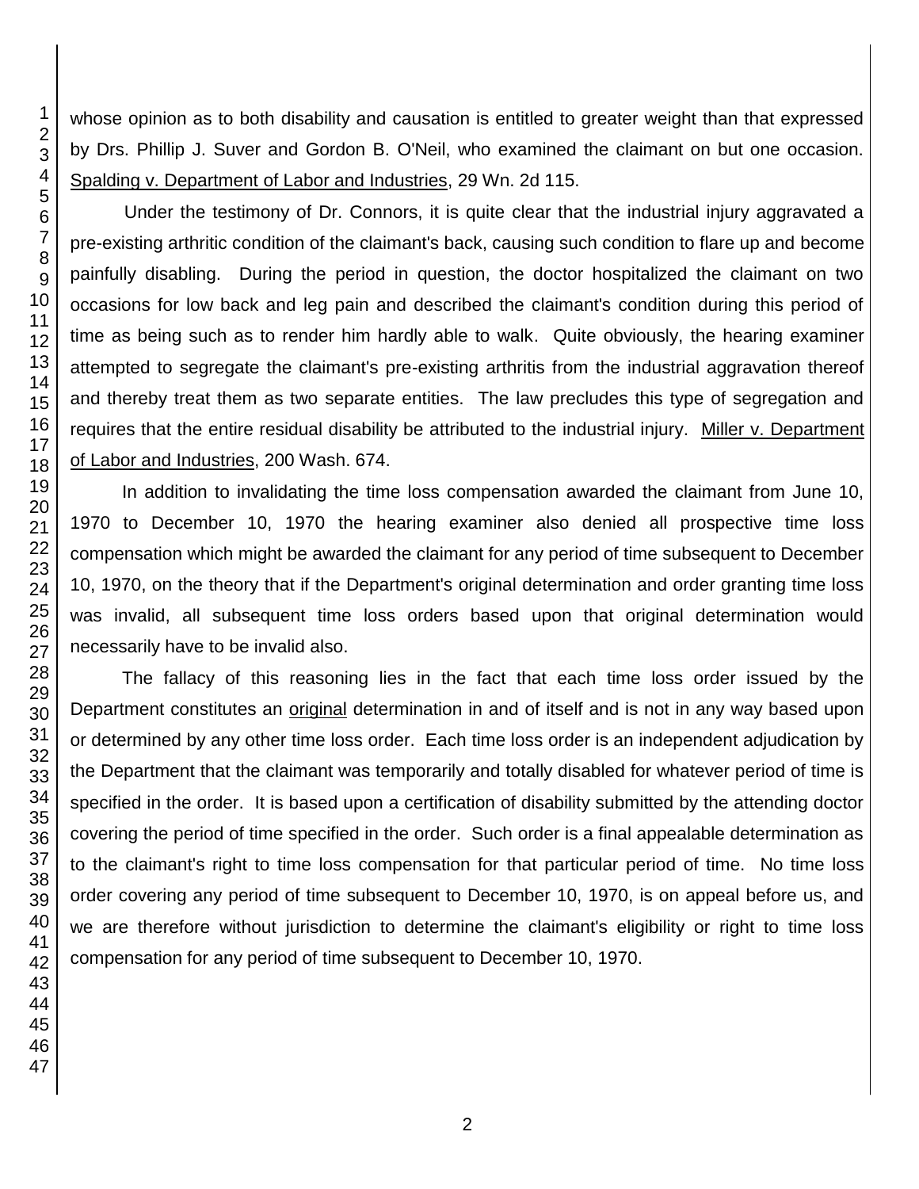whose opinion as to both disability and causation is entitled to greater weight than that expressed by Drs. Phillip J. Suver and Gordon B. O'Neil, who examined the claimant on but one occasion. Spalding v. Department of Labor and Industries, 29 Wn. 2d 115.

Under the testimony of Dr. Connors, it is quite clear that the industrial injury aggravated a pre-existing arthritic condition of the claimant's back, causing such condition to flare up and become painfully disabling. During the period in question, the doctor hospitalized the claimant on two occasions for low back and leg pain and described the claimant's condition during this period of time as being such as to render him hardly able to walk. Quite obviously, the hearing examiner attempted to segregate the claimant's pre-existing arthritis from the industrial aggravation thereof and thereby treat them as two separate entities. The law precludes this type of segregation and requires that the entire residual disability be attributed to the industrial injury. Miller v. Department of Labor and Industries, 200 Wash. 674.

In addition to invalidating the time loss compensation awarded the claimant from June 10, 1970 to December 10, 1970 the hearing examiner also denied all prospective time loss compensation which might be awarded the claimant for any period of time subsequent to December 10, 1970, on the theory that if the Department's original determination and order granting time loss was invalid, all subsequent time loss orders based upon that original determination would necessarily have to be invalid also.

The fallacy of this reasoning lies in the fact that each time loss order issued by the Department constitutes an original determination in and of itself and is not in any way based upon or determined by any other time loss order. Each time loss order is an independent adjudication by the Department that the claimant was temporarily and totally disabled for whatever period of time is specified in the order. It is based upon a certification of disability submitted by the attending doctor covering the period of time specified in the order. Such order is a final appealable determination as to the claimant's right to time loss compensation for that particular period of time. No time loss order covering any period of time subsequent to December 10, 1970, is on appeal before us, and we are therefore without jurisdiction to determine the claimant's eligibility or right to time loss compensation for any period of time subsequent to December 10, 1970.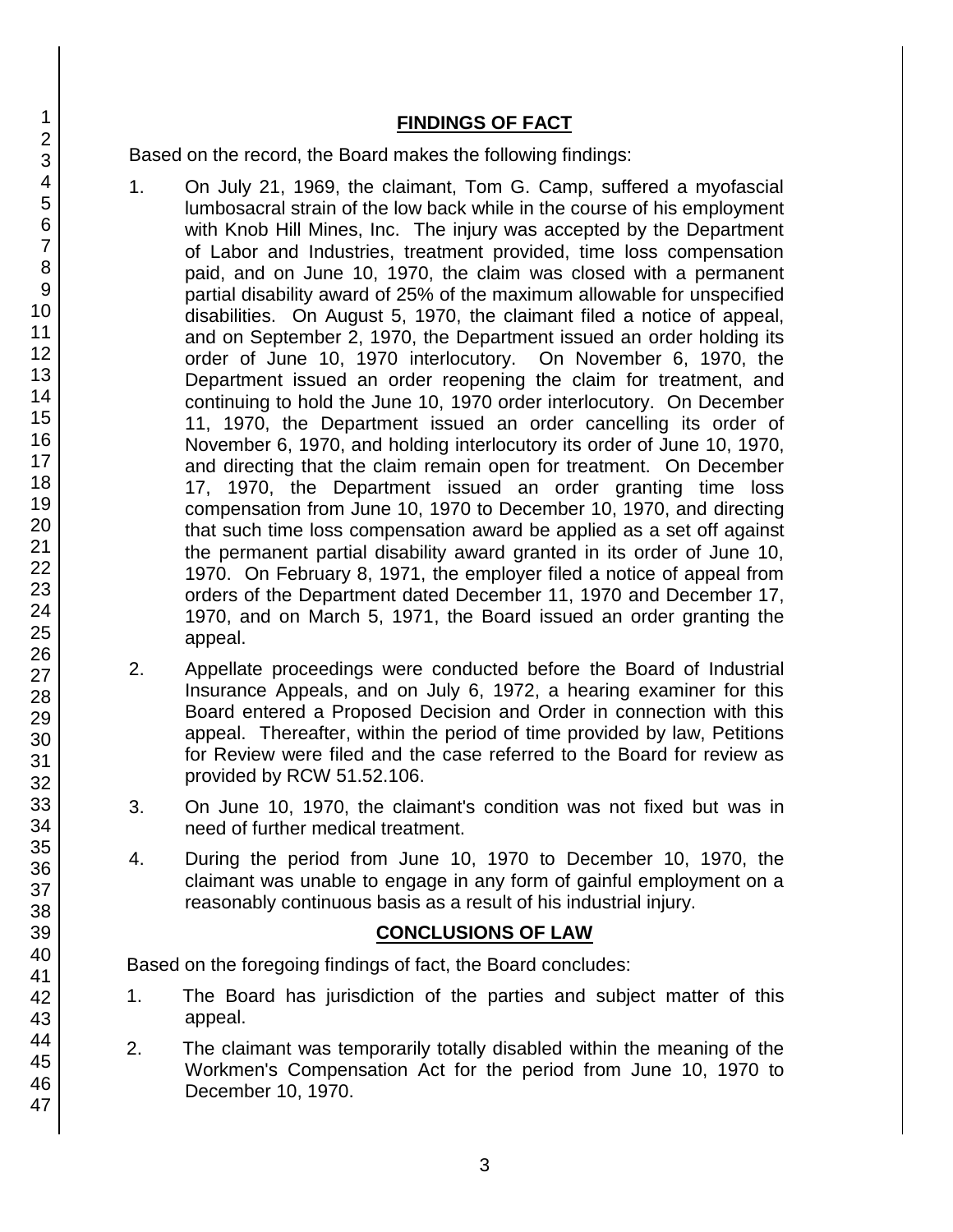## FINDINGS OF FACT

Based on the record, the Board makes the following findings:

1. On July 21, 1969, the claimant, Tom G. Camp, suffered a myofascial lumbosacral strain of the low back while in the course of his employment with Knob Hill Mines, Inc. The injury was accepted by the Department of Labor and Industries, treatment provided, time loss compensation paid, and on June 10, 1970, the claim was closed with a permanent partial disability award of 25% of the maximum allowable for unspecified disabilities. On August 5, 1970, the claimant filed a notice of appeal, and on September 2, 1970, the Department issued an order holding its order of June 10, 1970 interlocutory. On November 6, 1970, the Department issued an order reopening the claim for treatment, and continuing to hold the June 10, 1970 order interlocutory. On December 11, 1970, the Department issued an order cancelling its order of November 6, 1970, and holding interlocutory its order of June 10, 1970, and directing that the claim remain open for treatment. On December 17, 1970, the Department issued an order granting time loss compensation from June 10, 1970 to December 10, 1970, and directing that such time loss compensation award be applied as a set off against the permanent partial disability award granted in its order of June 10, 1970. On February 8, 1971, the employer filed a notice of appeal from orders of the Department dated December 11, 1970 and December 17, 1970, and on March 5, 1971, the Board issued an order granting the appeal.

2. Appellate proceedings were conducted before the Board of Industrial Insurance Appeals, and on July 6, 1972, a hearing examiner for this Board entered a Proposed Decision and Order in connection with this appeal. Thereafter, within the period of time provided by law, Petitions for Review were filed and the case referred to the Board for review as provided by RCW 51.52.106.

3. On June 10, 1970, the claimant's condition was not fixed but was in need of further medical treatment.

4. During the period from June 10, 1970 to December 10, 1970, the claimant was unable to engage in any form of gainful employment on a reasonably continuous basis as a result of his industrial injury.

## CONCLUSIONS OF LAW

Based on the foregoing findings of fact, the Board concludes:

1. The Board has jurisdiction of the parties and subject matter of this appeal.

2. The claimant was temporarily totally disabled within the meaning of the Workmen's Compensation Act for the period from June 10, 1970 to December 10, 1970.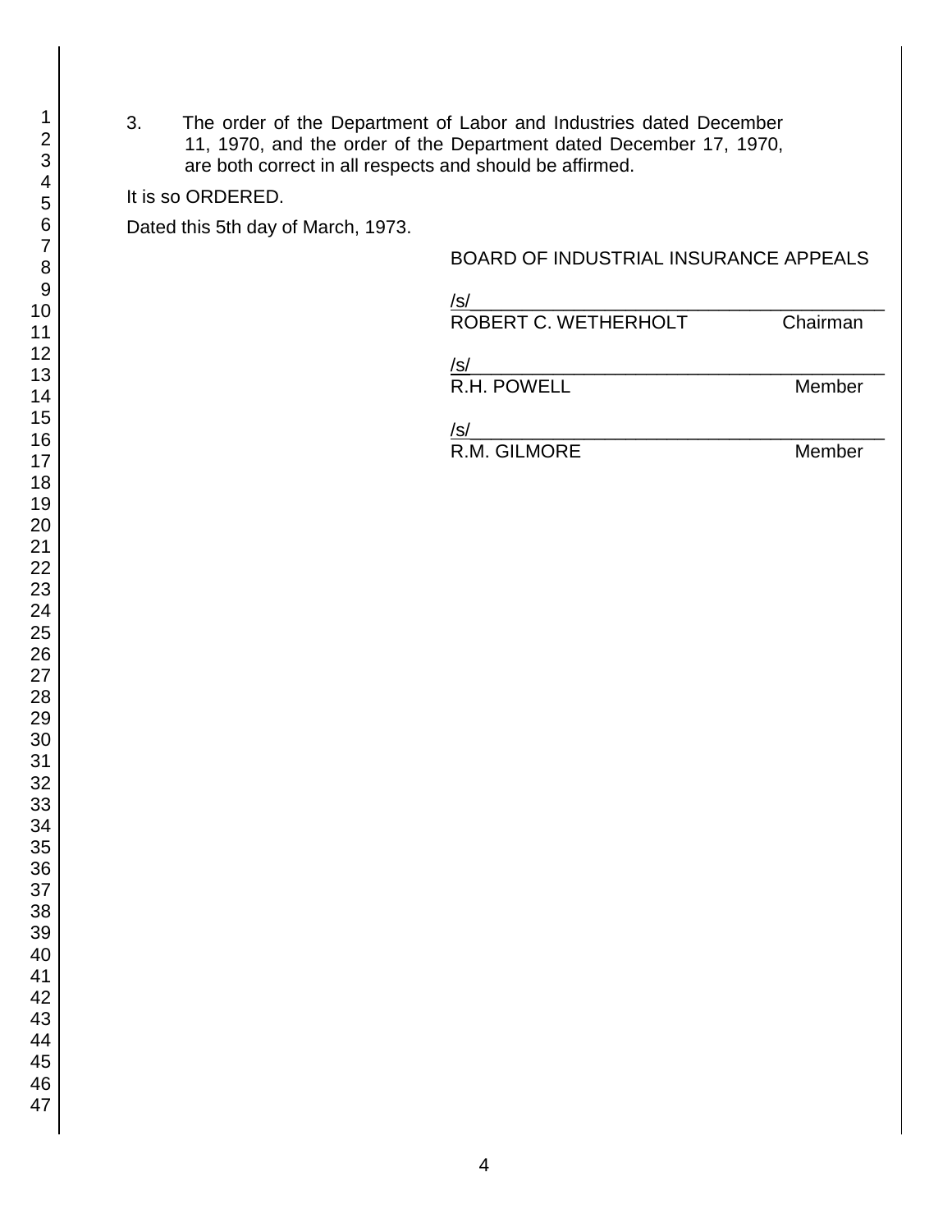3. The order of the Department of Labor and Industries dated December 11, 1970, and the order of the Department dated December 17, 1970, are both correct in all respects and should be affirmed.

It is so ORDERED.

Dated this 5th day of March, 1973.

BOARD OF INDUSTRIAL INSURANCE APPEALS

/s/
ROBERT C. WETHERHOLT Chairman

/s/
R.H. POWELL Member

/s/
R.M. GILMORE Member